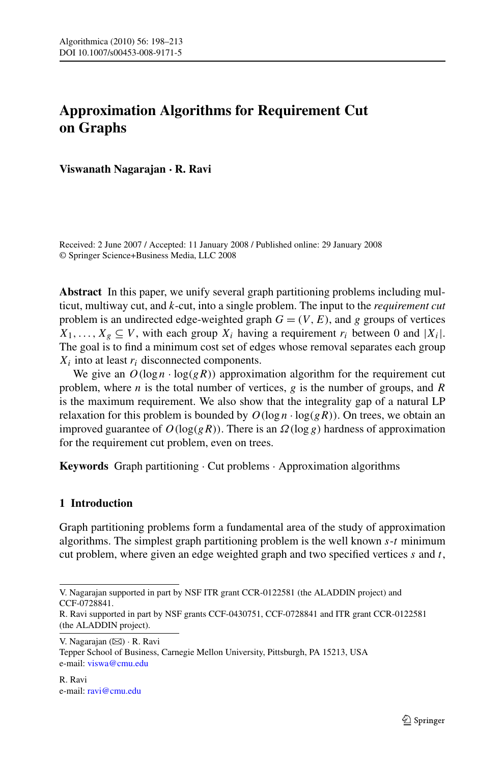# Approximation Algorithms for Requirement Cut on Graphs

**Viswanath Nagarajan · R. Ravi**

Received: 2 June 2007 / Accepted: 11 January 2008 / Published online: 29 January 2008
© Springer Science+Business Media, LLC 2008

**Abstract** In this paper, we unify several graph partitioning problems including multicut, multiway cut, and $k$-cut, into a single problem. The input to the *requirement cut* problem is an undirected edge-weighted graph $G = (V, E)$, and $g$ groups of vertices $X_1, \ldots, X_g \subseteq V$, with each group $X_i$ having a requirement $r_i$ between 0 and $|X_i|$. The goal is to find a minimum cost set of edges whose removal separates each group $X_i$ into at least $r_i$ disconnected components.

We give an $O(\log n \cdot \log(gR))$ approximation algorithm for the requirement cut problem, where $n$ is the total number of vertices, $g$ is the number of groups, and $R$ is the maximum requirement. We also show that the integrality gap of a natural LP relaxation for this problem is bounded by $O(\log n \cdot \log(gR))$. On trees, we obtain an improved guarantee of $O(\log(gR))$. There is an $\Omega(\log g)$ hardness of approximation for the requirement cut problem, even on trees.

**Keywords** Graph partitioning · Cut problems · Approximation algorithms

## 1 Introduction

Graph partitioning problems form a fundamental area of the study of approximation algorithms. The simplest graph partitioning problem is the well known $s$-$t$ minimum cut problem, where given an edge weighted graph and two specified vertices $s$ and $t$,

---

V. Nagarajan supported in part by NSF ITR grant CCR-0122581 (the ALADDIN project) and CCF-0728841.

R. Ravi supported in part by NSF grants CCF-0430751, CCF-0728841 and ITR grant CCR-0122581 (the ALADDIN project).

V. Nagarajan (✉) · R. Ravi
Tepper School of Business, Carnegie Mellon University, Pittsburgh, PA 15213, USA
e-mail: viswa@cmu.edu

R. Ravi
e-mail: ravi@cmu.edu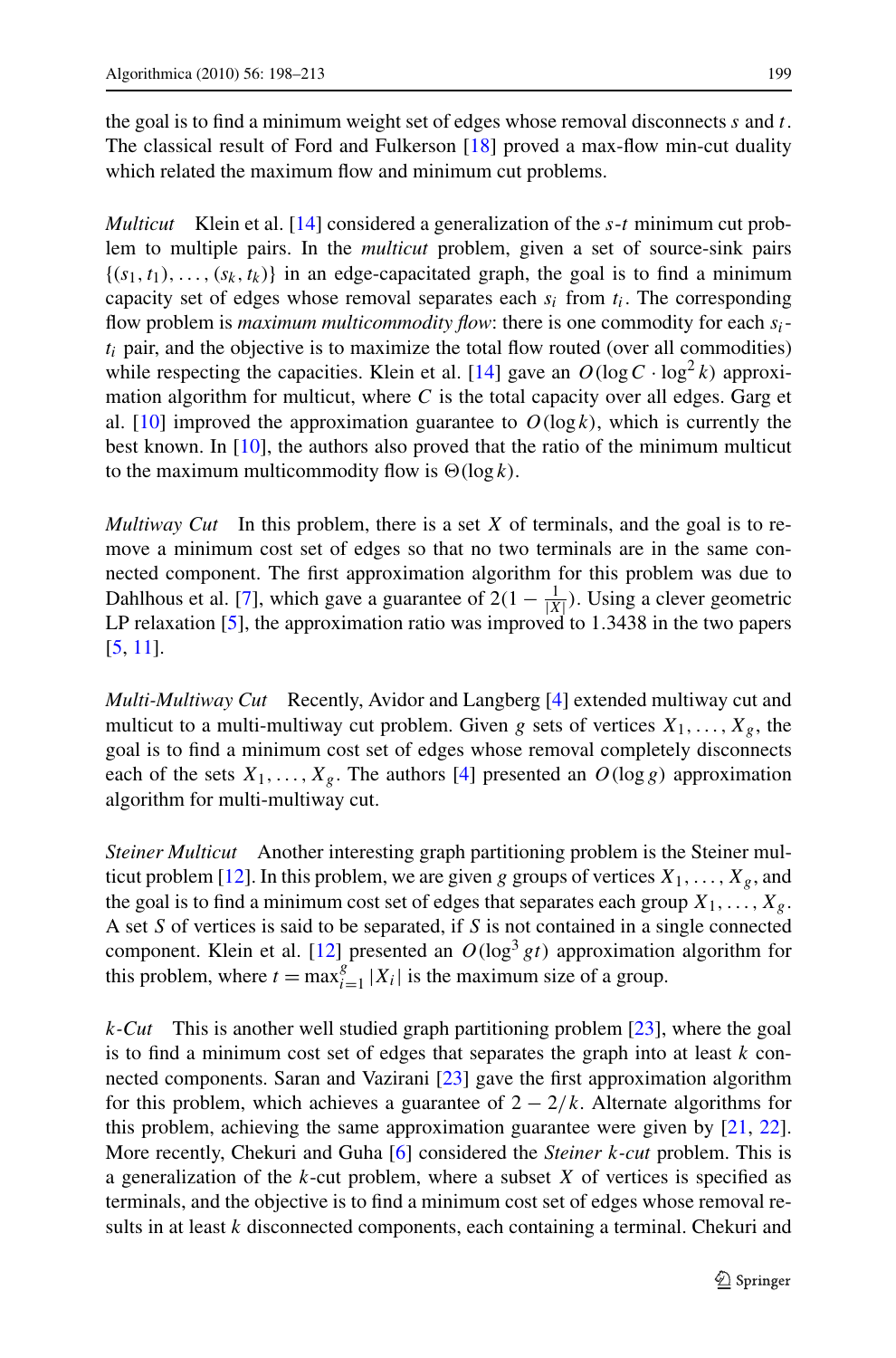the goal is to find a minimum weight set of edges whose removal disconnects $s$ and $t$. The classical result of Ford and Fulkerson [18] proved a max-flow min-cut duality which related the maximum flow and minimum cut problems.

*Multicut* Klein et al. [14] considered a generalization of the $s$-$t$ minimum cut problem to multiple pairs. In the *multicut* problem, given a set of source-sink pairs $\{(s_1, t_1), \dots, (s_k, t_k)\}$ in an edge-capacitated graph, the goal is to find a minimum capacity set of edges whose removal separates each $s_i$ from $t_i$. The corresponding flow problem is *maximum multicommodity flow*: there is one commodity for each $s_i$-$t_i$ pair, and the objective is to maximize the total flow routed (over all commodities) while respecting the capacities. Klein et al. [14] gave an $O(\log C \cdot \log^2 k)$ approximation algorithm for multicut, where $C$ is the total capacity over all edges. Garg et al. [10] improved the approximation guarantee to $O(\log k)$, which is currently the best known. In [10], the authors also proved that the ratio of the minimum multicut to the maximum multicommodity flow is $\Theta(\log k)$.

*Multiway Cut* In this problem, there is a set $X$ of terminals, and the goal is to remove a minimum cost set of edges so that no two terminals are in the same connected component. The first approximation algorithm for this problem was due to Dahlhous et al. [7], which gave a guarantee of $2(1 - \frac{1}{|X|})$. Using a clever geometric LP relaxation [5], the approximation ratio was improved to 1.3438 in the two papers [5, 11].

*Multi-Multiway Cut* Recently, Avidor and Langberg [4] extended multiway cut and multicut to a multi-multiway cut problem. Given $g$ sets of vertices $X_1, \dots, X_g$, the goal is to find a minimum cost set of edges whose removal completely disconnects each of the sets $X_1, \dots, X_g$. The authors [4] presented an $O(\log g)$ approximation algorithm for multi-multiway cut.

*Steiner Multicut* Another interesting graph partitioning problem is the Steiner multicut problem [12]. In this problem, we are given $g$ groups of vertices $X_1, \dots, X_g$, and the goal is to find a minimum cost set of edges that separates each group $X_1, \dots, X_g$. A set $S$ of vertices is said to be separated, if $S$ is not contained in a single connected component. Klein et al. [12] presented an $O(\log^3 gt)$ approximation algorithm for this problem, where $t = \max_{i=1}^{g} |X_i|$ is the maximum size of a group.

*$k$-Cut* This is another well studied graph partitioning problem [23], where the goal is to find a minimum cost set of edges that separates the graph into at least $k$ connected components. Saran and Vazirani [23] gave the first approximation algorithm for this problem, which achieves a guarantee of $2 - 2/k$. Alternate algorithms for this problem, achieving the same approximation guarantee were given by [21, 22]. More recently, Chekuri and Guha [6] considered the *Steiner $k$-cut* problem. This is a generalization of the $k$-cut problem, where a subset $X$ of vertices is specified as terminals, and the objective is to find a minimum cost set of edges whose removal results in at least $k$ disconnected components, each containing a terminal. Chekuri and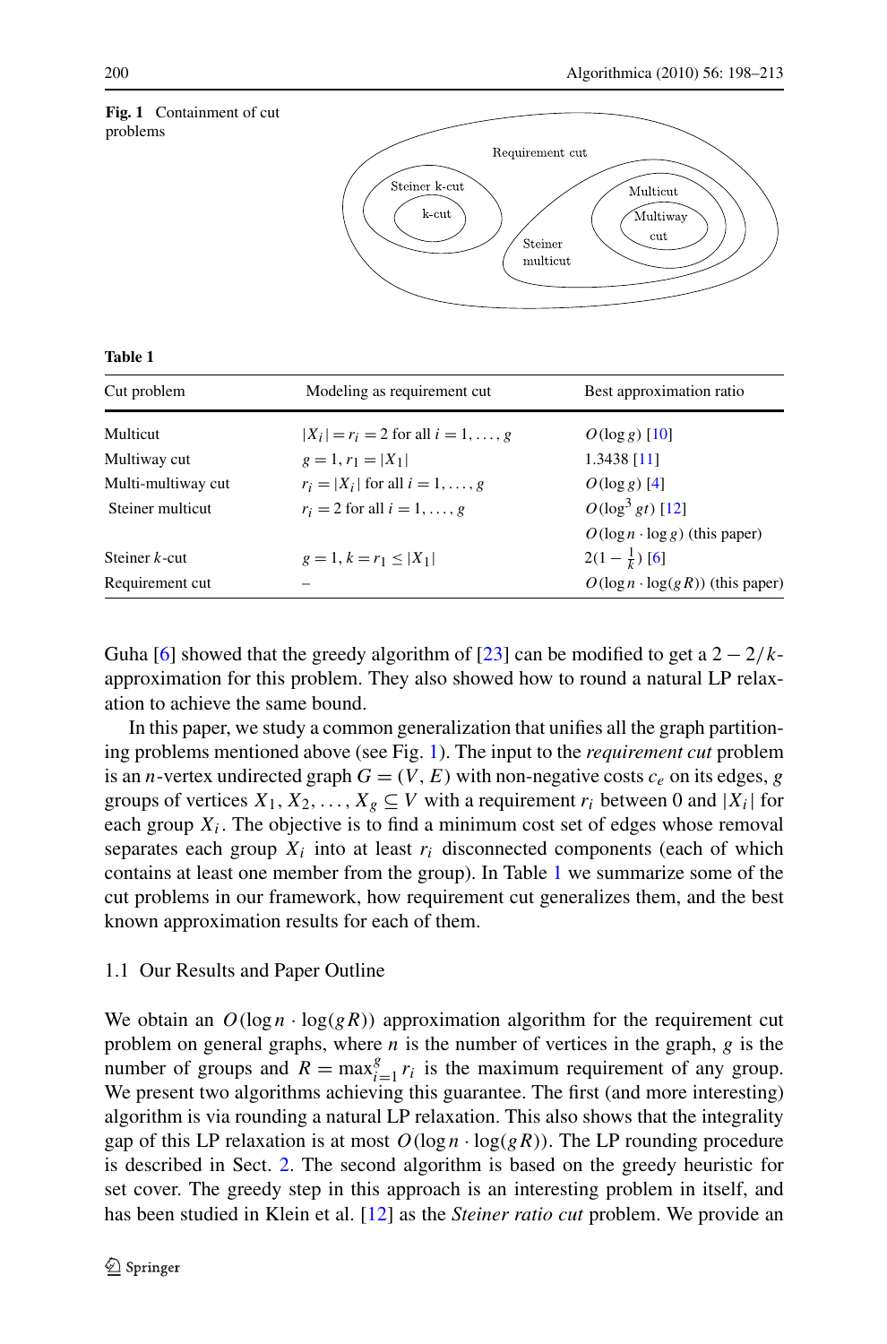**Fig. 1** Containment of cut problems

**Table 1**

| Cut problem | Modeling as requirement cut | Best approximation ratio |
|---|---|---|
| Multicut | $\lvert X_i \rvert = r_i = 2$ for all $i = 1, \dots, g$ | $O(\log g)$ [10] |
| Multiway cut | $g = 1, r_1 = \lvert X_1 \rvert$ | 1.3438 [11] |
| Multi-multiway cut | $r_i = \lvert X_i \rvert$ for all $i = 1, \dots, g$ | $O(\log g)$ [4] |
| Steiner multicut | $r_i = 2$ for all $i = 1, \dots, g$ | $O(\log^3 gt)$ [12] |
| | | $O(\log n \cdot \log g)$ (this paper) |
| Steiner $k$-cut | $g = 1, k = r_1 \leq \lvert X_1 \rvert$ | $2(1 - \frac{1}{k})$ [6] |
| Requirement cut | – | $O(\log n \cdot \log(gR))$ (this paper) |

Guha [6] showed that the greedy algorithm of [23] can be modified to get a $2 - 2/k$-approximation for this problem. They also showed how to round a natural LP relaxation to achieve the same bound.

In this paper, we study a common generalization that unifies all the graph partitioning problems mentioned above (see Fig. 1). The input to the *requirement cut* problem is an $n$-vertex undirected graph $G = (V, E)$ with non-negative costs $c_e$ on its edges, $g$ groups of vertices $X_1, X_2, \dots, X_g \subseteq V$ with a requirement $r_i$ between 0 and $|X_i|$ for each group $X_i$. The objective is to find a minimum cost set of edges whose removal separates each group $X_i$ into at least $r_i$ disconnected components (each of which contains at least one member from the group). In Table 1 we summarize some of the cut problems in our framework, how requirement cut generalizes them, and the best known approximation results for each of them.

## 1.1 Our Results and Paper Outline

We obtain an $O(\log n \cdot \log(gR))$ approximation algorithm for the requirement cut problem on general graphs, where $n$ is the number of vertices in the graph, $g$ is the number of groups and $R = \max_{i=1}^{g} r_i$ is the maximum requirement of any group. We present two algorithms achieving this guarantee. The first (and more interesting) algorithm is via rounding a natural LP relaxation. This also shows that the integrality gap of this LP relaxation is at most $O(\log n \cdot \log(gR))$. The LP rounding procedure is described in Sect. 2. The second algorithm is based on the greedy heuristic for set cover. The greedy step in this approach is an interesting problem in itself, and has been studied in Klein et al. [12] as the *Steiner ratio cut* problem. We provide an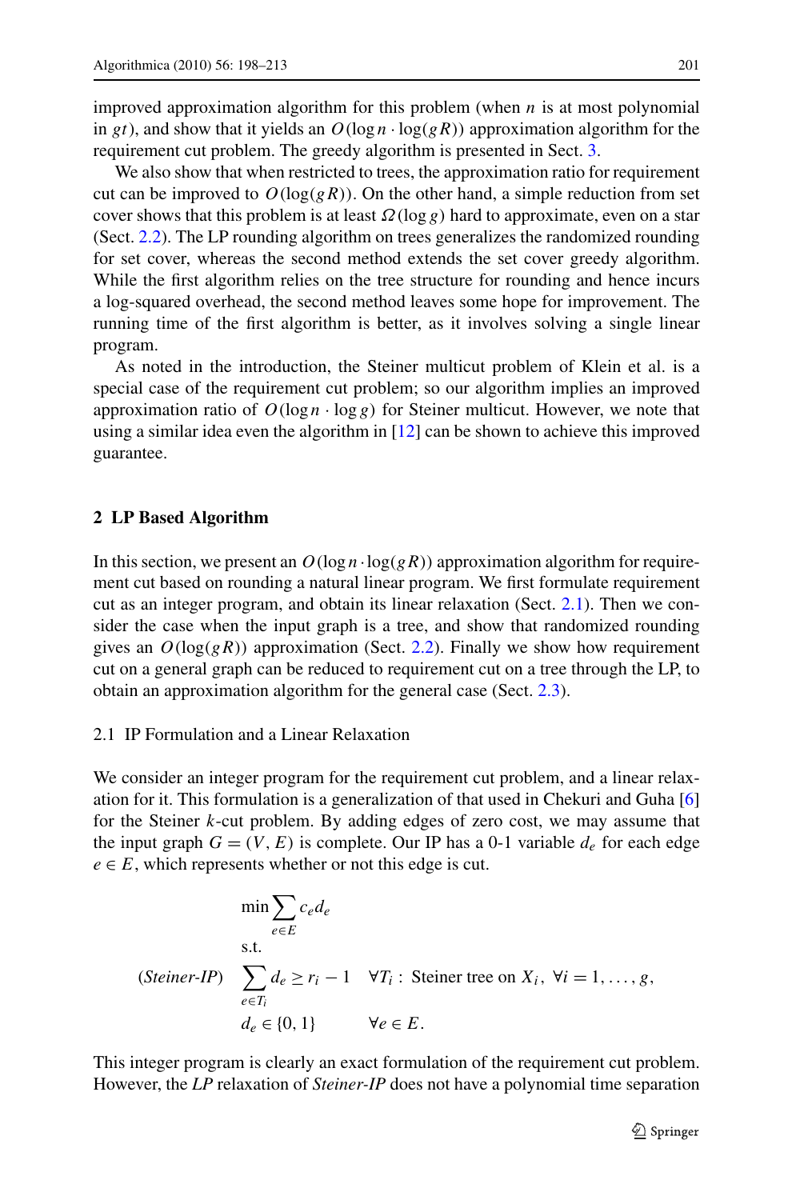improved approximation algorithm for this problem (when $n$ is at most polynomial in $gt$), and show that it yields an $O(\log n \cdot \log(gR))$ approximation algorithm for the requirement cut problem. The greedy algorithm is presented in Sect. 3.

We also show that when restricted to trees, the approximation ratio for requirement cut can be improved to $O(\log(gR))$. On the other hand, a simple reduction from set cover shows that this problem is at least $\Omega(\log g)$ hard to approximate, even on a star (Sect. 2.2). The LP rounding algorithm on trees generalizes the randomized rounding for set cover, whereas the second method extends the set cover greedy algorithm. While the first algorithm relies on the tree structure for rounding and hence incurs a log-squared overhead, the second method leaves some hope for improvement. The running time of the first algorithm is better, as it involves solving a single linear program.

As noted in the introduction, the Steiner multicut problem of Klein et al. is a special case of the requirement cut problem; so our algorithm implies an improved approximation ratio of $O(\log n \cdot \log g)$ for Steiner multicut. However, we note that using a similar idea even the algorithm in [12] can be shown to achieve this improved guarantee.

## 2 LP Based Algorithm

In this section, we present an $O(\log n \cdot \log(gR))$ approximation algorithm for requirement cut based on rounding a natural linear program. We first formulate requirement cut as an integer program, and obtain its linear relaxation (Sect. 2.1). Then we consider the case when the input graph is a tree, and show that randomized rounding gives an $O(\log(gR))$ approximation (Sect. 2.2). Finally we show how requirement cut on a general graph can be reduced to requirement cut on a tree through the LP, to obtain an approximation algorithm for the general case (Sect. 2.3).

### 2.1 IP Formulation and a Linear Relaxation

We consider an integer program for the requirement cut problem, and a linear relaxation for it. This formulation is a generalization of that used in Chekuri and Guha [6] for the Steiner $k$-cut problem. By adding edges of zero cost, we may assume that the input graph $G = (V, E)$ is complete. Our IP has a 0-1 variable $d_e$ for each edge $e \in E$, which represents whether or not this edge is cut.

$$
(\textit{Steiner-IP}) \quad
\begin{aligned}
& \min \sum_{e \in E} c_e d_e \\
& \text{s.t.} \\
& \sum_{e \in T_i} d_e \geq r_i - 1 \quad \forall T_i: \text{ Steiner tree on } X_i,\ \forall i = 1, \ldots, g, \\
& d_e \in \{0, 1\} \qquad \forall e \in E.
\end{aligned}
$$

This integer program is clearly an exact formulation of the requirement cut problem. However, the *LP* relaxation of *Steiner-IP* does not have a polynomial time separation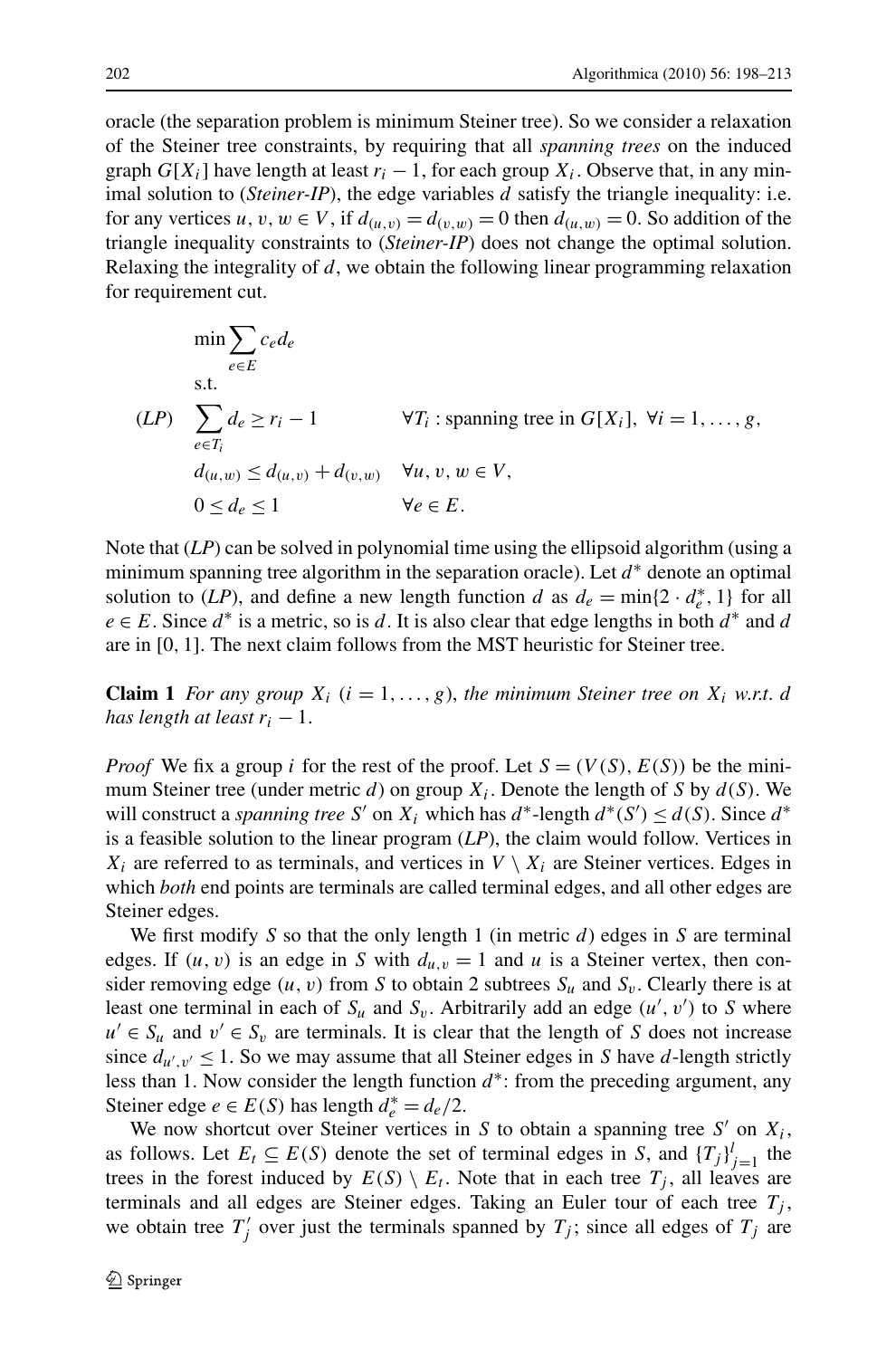oracle (the separation problem is minimum Steiner tree). So we consider a relaxation of the Steiner tree constraints, by requiring that all *spanning trees* on the induced graph $G[X_i]$ have length at least $r_i - 1$, for each group $X_i$. Observe that, in any minimal solution to (*Steiner-IP*), the edge variables $d$ satisfy the triangle inequality: i.e. for any vertices $u, v, w \in V$, if $d_{(u,v)} = d_{(v,w)} = 0$ then $d_{(u,w)} = 0$. So addition of the triangle inequality constraints to (*Steiner-IP*) does not change the optimal solution. Relaxing the integrality of $d$, we obtain the following linear programming relaxation for requirement cut.

$$
(LP)\qquad
\begin{aligned}
&\min \sum_{e \in E} c_e d_e \\
&\text{s.t.} \\
&\sum_{e \in T_i} d_e \geq r_i - 1 && \forall T_i : \text{spanning tree in } G[X_i],\ \forall i = 1, \ldots, g, \\
&d_{(u,w)} \leq d_{(u,v)} + d_{(v,w)} && \forall u, v, w \in V, \\
&0 \leq d_e \leq 1 && \forall e \in E.
\end{aligned}
$$

Note that (*LP*) can be solved in polynomial time using the ellipsoid algorithm (using a minimum spanning tree algorithm in the separation oracle). Let $d^*$ denote an optimal solution to (*LP*), and define a new length function $d$ as $d_e = \min\{2 \cdot d_e^*, 1\}$ for all $e \in E$. Since $d^*$ is a metric, so is $d$. It is also clear that edge lengths in both $d^*$ and $d$ are in $[0, 1]$. The next claim follows from the MST heuristic for Steiner tree.

**Claim 1** *For any group $X_i$ ($i = 1, \ldots, g$), the minimum Steiner tree on $X_i$ w.r.t. $d$ has length at least $r_i - 1$.*

*Proof* We fix a group $i$ for the rest of the proof. Let $S = (V(S), E(S))$ be the minimum Steiner tree (under metric $d$) on group $X_i$. Denote the length of $S$ by $d(S)$. We will construct a *spanning tree* $S'$ on $X_i$ which has $d^*$-length $d^*(S') \leq d(S)$. Since $d^*$ is a feasible solution to the linear program (*LP*), the claim would follow. Vertices in $X_i$ are referred to as terminals, and vertices in $V \setminus X_i$ are Steiner vertices. Edges in which *both* end points are terminals are called terminal edges, and all other edges are Steiner edges.

We first modify $S$ so that the only length 1 (in metric $d$) edges in $S$ are terminal edges. If $(u, v)$ is an edge in $S$ with $d_{u,v} = 1$ and $u$ is a Steiner vertex, then consider removing edge $(u, v)$ from $S$ to obtain 2 subtrees $S_u$ and $S_v$. Clearly there is at least one terminal in each of $S_u$ and $S_v$. Arbitrarily add an edge $(u', v')$ to $S$ where $u' \in S_u$ and $v' \in S_v$ are terminals. It is clear that the length of $S$ does not increase since $d_{u',v'} \leq 1$. So we may assume that all Steiner edges in $S$ have $d$-length strictly less than 1. Now consider the length function $d^*$: from the preceding argument, any Steiner edge $e \in E(S)$ has length $d_e^* = d_e/2$.

We now shortcut over Steiner vertices in $S$ to obtain a spanning tree $S'$ on $X_i$, as follows. Let $E_t \subseteq E(S)$ denote the set of terminal edges in $S$, and $\{T_j\}_{j=1}^{l}$ the trees in the forest induced by $E(S) \setminus E_t$. Note that in each tree $T_j$, all leaves are terminals and all edges are Steiner edges. Taking an Euler tour of each tree $T_j$, we obtain tree $T_j'$ over just the terminals spanned by $T_j$; since all edges of $T_j$ are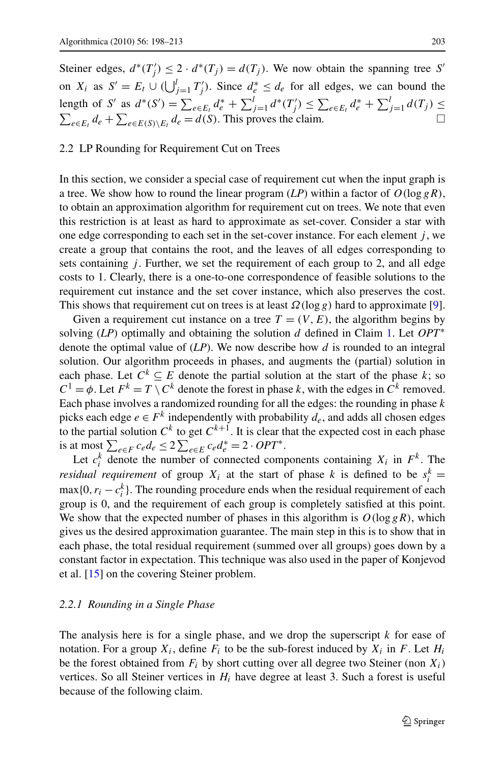Steiner edges, $d^*(T'_j) \le 2 \cdot d^*(T_j) = d(T_j)$. We now obtain the spanning tree $S'$ on $X_i$ as $S' = E_t \cup (\bigcup_{j=1}^{l} T'_j)$. Since $d^*_e \le d_e$ for all edges, we can bound the length of $S'$ as $d^*(S') = \sum_{e \in E_t} d^*_e + \sum_{j=1}^{l} d^*(T'_j) \le \sum_{e \in E_t} d^*_e + \sum_{j=1}^{l} d(T_j) \le \sum_{e \in E_t} d_e + \sum_{e \in E(S) \setminus E_t} d_e = d(S)$. This proves the claim. □

### 2.2 LP Rounding for Requirement Cut on Trees

In this section, we consider a special case of requirement cut when the input graph is a tree. We show how to round the linear program (*LP*) within a factor of $O(\log gR)$, to obtain an approximation algorithm for requirement cut on trees. We note that even this restriction is at least as hard to approximate as set-cover. Consider a star with one edge corresponding to each set in the set-cover instance. For each element $j$, we create a group that contains the root, and the leaves of all edges corresponding to sets containing $j$. Further, we set the requirement of each group to 2, and all edge costs to 1. Clearly, there is a one-to-one correspondence of feasible solutions to the requirement cut instance and the set cover instance, which also preserves the cost. This shows that requirement cut on trees is at least $\Omega(\log g)$ hard to approximate [9].

Given a requirement cut instance on a tree $T = (V, E)$, the algorithm begins by solving (*LP*) optimally and obtaining the solution $d$ defined in Claim 1. Let $OPT^*$ denote the optimal value of (*LP*). We now describe how $d$ is rounded to an integral solution. Our algorithm proceeds in phases, and augments the (partial) solution in each phase. Let $C^k \subseteq E$ denote the partial solution at the start of the phase $k$; so $C^1 = \phi$. Let $F^k = T \setminus C^k$ denote the forest in phase $k$, with the edges in $C^k$ removed. Each phase involves a randomized rounding for all the edges: the rounding in phase $k$ picks each edge $e \in F^k$ independently with probability $d_e$, and adds all chosen edges to the partial solution $C^k$ to get $C^{k+1}$. It is clear that the expected cost in each phase is at most $\sum_{e \in F} c_e d_e \le 2 \sum_{e \in E} c_e d^*_e = 2 \cdot OPT^*$.

Let $c_i^k$ denote the number of connected components containing $X_i$ in $F^k$. The *residual requirement* of group $X_i$ at the start of phase $k$ is defined to be $s_i^k = \max\{0, r_i - c_i^k\}$. The rounding procedure ends when the residual requirement of each group is 0, and the requirement of each group is completely satisfied at this point. We show that the expected number of phases in this algorithm is $O(\log gR)$, which gives us the desired approximation guarantee. The main step in this is to show that in each phase, the total residual requirement (summed over all groups) goes down by a constant factor in expectation. This technique was also used in the paper of Konjevod et al. [15] on the covering Steiner problem.

#### 2.2.1 *Rounding in a Single Phase*

The analysis here is for a single phase, and we drop the superscript $k$ for ease of notation. For a group $X_i$, define $F_i$ to be the sub-forest induced by $X_i$ in $F$. Let $H_i$ be the forest obtained from $F_i$ by short cutting over all degree two Steiner (non $X_i$) vertices. So all Steiner vertices in $H_i$ have degree at least 3. Such a forest is useful because of the following claim.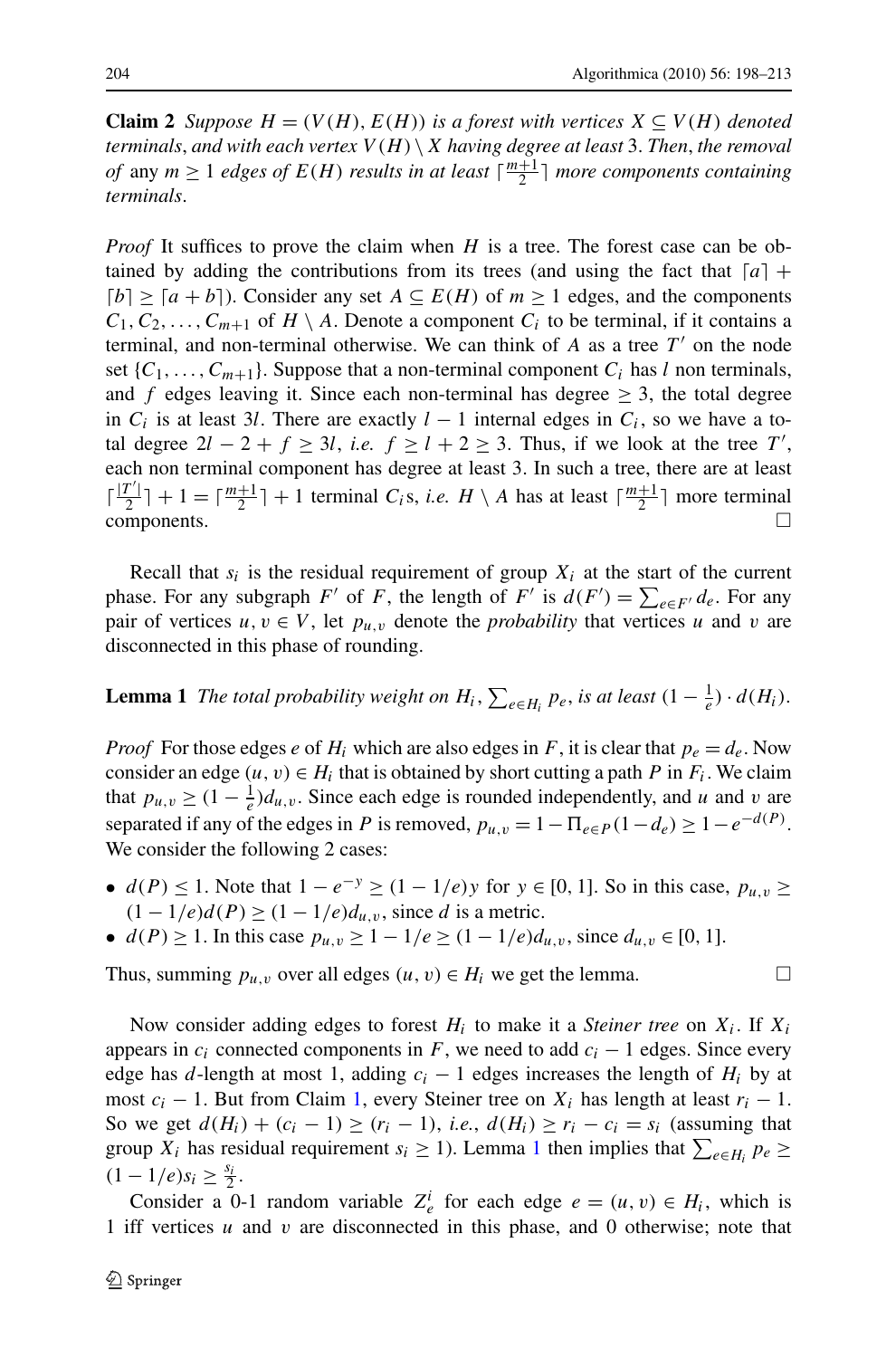**Claim 2** *Suppose $H = (V(H), E(H))$ is a forest with vertices $X \subseteq V(H)$ denoted terminals, and with each vertex $V(H) \setminus X$ having degree at least 3. Then, the removal of* any $m \geq 1$ *edges of $E(H)$ results in at least $\lceil \frac{m+1}{2} \rceil$ more components containing terminals.*

*Proof* It suffices to prove the claim when $H$ is a tree. The forest case can be obtained by adding the contributions from its trees (and using the fact that $\lceil a \rceil + \lceil b \rceil \geq \lceil a + b \rceil$). Consider any set $A \subseteq E(H)$ of $m \geq 1$ edges, and the components $C_1, C_2, \ldots, C_{m+1}$ of $H \setminus A$. Denote a component $C_i$ to be terminal, if it contains a terminal, and non-terminal otherwise. We can think of $A$ as a tree $T'$ on the node set $\{C_1, \ldots, C_{m+1}\}$. Suppose that a non-terminal component $C_i$ has $l$ non terminals, and $f$ edges leaving it. Since each non-terminal has degree $\geq 3$, the total degree in $C_i$ is at least $3l$. There are exactly $l - 1$ internal edges in $C_i$, so we have a total degree $2l - 2 + f \geq 3l$, *i.e.* $f \geq l + 2 \geq 3$. Thus, if we look at the tree $T'$, each non terminal component has degree at least 3. In such a tree, there are at least $\lceil \frac{|T'|}{2} \rceil + 1 = \lceil \frac{m+1}{2} \rceil + 1$ terminal $C_i$s, *i.e.* $H \setminus A$ has at least $\lceil \frac{m+1}{2} \rceil$ more terminal components. □

Recall that $s_i$ is the residual requirement of group $X_i$ at the start of the current phase. For any subgraph $F'$ of $F$, the length of $F'$ is $d(F') = \sum_{e \in F'} d_e$. For any pair of vertices $u, v \in V$, let $p_{u,v}$ denote the *probability* that vertices $u$ and $v$ are disconnected in this phase of rounding.

**Lemma 1** *The total probability weight on $H_i$, $\sum_{e \in H_i} p_e$, is at least $(1 - \frac{1}{e}) \cdot d(H_i)$.*

*Proof* For those edges $e$ of $H_i$ which are also edges in $F$, it is clear that $p_e = d_e$. Now consider an edge $(u, v) \in H_i$ that is obtained by short cutting a path $P$ in $F_i$. We claim that $p_{u,v} \geq (1 - \frac{1}{e}) d_{u,v}$. Since each edge is rounded independently, and $u$ and $v$ are separated if any of the edges in $P$ is removed, $p_{u,v} = 1 - \Pi_{e \in P}(1 - d_e) \geq 1 - e^{-d(P)}$. We consider the following 2 cases:

- $d(P) \leq 1$. Note that $1 - e^{-y} \geq (1 - 1/e)y$ for $y \in [0, 1]$. So in this case, $p_{u,v} \geq (1 - 1/e)d(P) \geq (1 - 1/e)d_{u,v}$, since $d$ is a metric.
- $d(P) \geq 1$. In this case $p_{u,v} \geq 1 - 1/e \geq (1 - 1/e)d_{u,v}$, since $d_{u,v} \in [0, 1]$.

Thus, summing $p_{u,v}$ over all edges $(u, v) \in H_i$ we get the lemma. □

Now consider adding edges to forest $H_i$ to make it a *Steiner tree* on $X_i$. If $X_i$ appears in $c_i$ connected components in $F$, we need to add $c_i - 1$ edges. Since every edge has $d$-length at most 1, adding $c_i - 1$ edges increases the length of $H_i$ by at most $c_i - 1$. But from Claim 1, every Steiner tree on $X_i$ has length at least $r_i - 1$. So we get $d(H_i) + (c_i - 1) \geq (r_i - 1)$, *i.e.*, $d(H_i) \geq r_i - c_i = s_i$ (assuming that group $X_i$ has residual requirement $s_i \geq 1$). Lemma 1 then implies that $\sum_{e \in H_i} p_e \geq (1 - 1/e)s_i \geq \frac{s_i}{2}$.

Consider a 0-1 random variable $Z_e^i$ for each edge $e = (u, v) \in H_i$, which is 1 iff vertices $u$ and $v$ are disconnected in this phase, and 0 otherwise; note that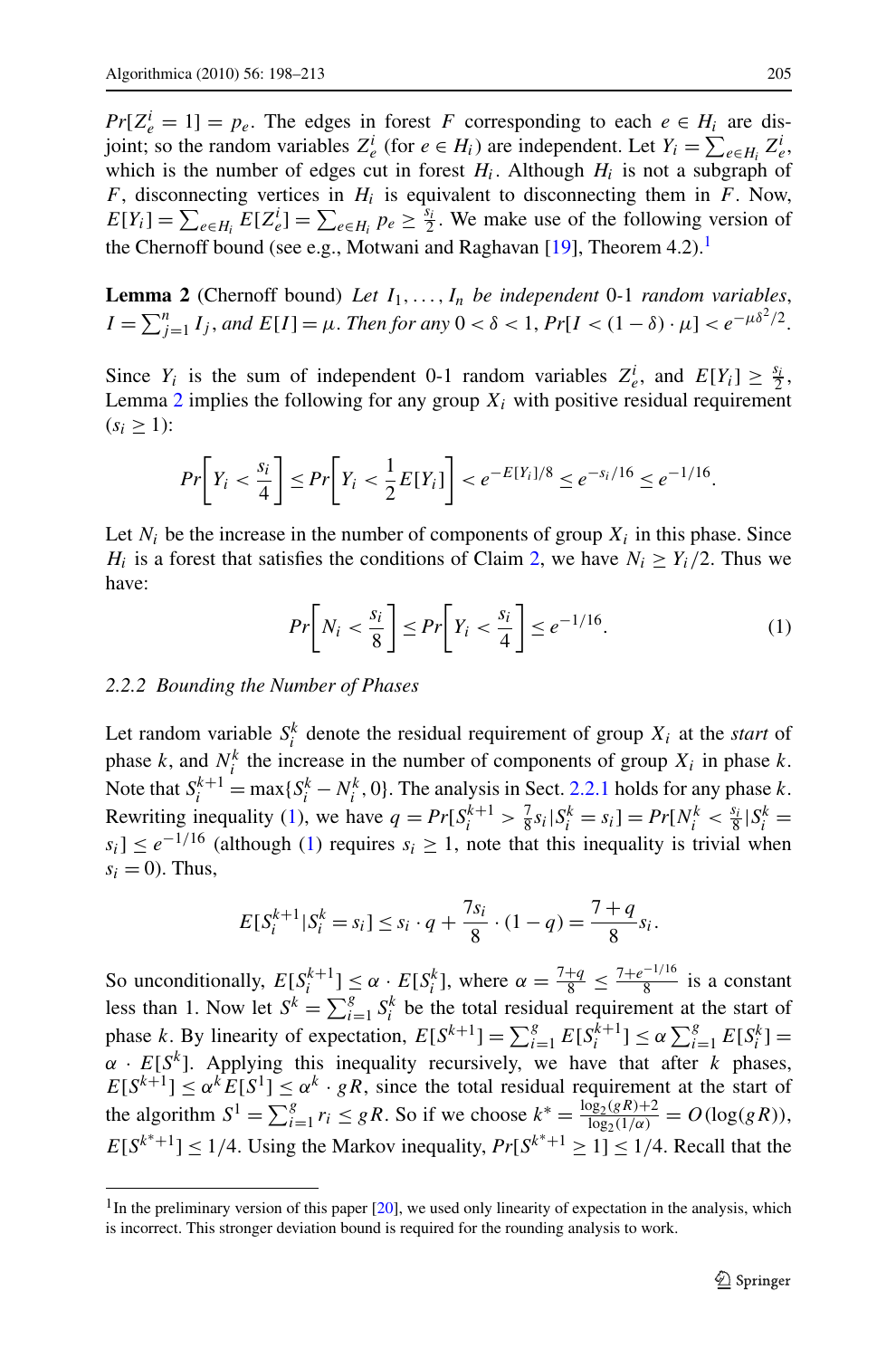$Pr[Z_e^i = 1] = p_e$. The edges in forest $F$ corresponding to each $e \in H_i$ are disjoint; so the random variables $Z_e^i$ (for $e \in H_i$) are independent. Let $Y_i = \sum_{e \in H_i} Z_e^i$, which is the number of edges cut in forest $H_i$. Although $H_i$ is not a subgraph of $F$, disconnecting vertices in $H_i$ is equivalent to disconnecting them in $F$. Now, $E[Y_i] = \sum_{e \in H_i} E[Z_e^i] = \sum_{e \in H_i} p_e \geq \frac{s_i}{2}$. We make use of the following version of the Chernoff bound (see e.g., Motwani and Raghavan [19], Theorem 4.2).[1]

**Lemma 2** (Chernoff bound) *Let $I_1, \ldots, I_n$ be independent* 0-1 *random variables, $I = \sum_{j=1}^n I_j$, and $E[I] = \mu$. Then for any $0 < \delta < 1$, $Pr[I < (1-\delta) \cdot \mu] < e^{-\mu\delta^2/2}$.*

Since $Y_i$ is the sum of independent 0-1 random variables $Z_e^i$, and $E[Y_i] \geq \frac{s_i}{2}$, Lemma 2 implies the following for any group $X_i$ with positive residual requirement ($s_i \geq 1$):

$$Pr\left[Y_i < \frac{s_i}{4}\right] \leq Pr\left[Y_i < \frac{1}{2}E[Y_i]\right] < e^{-E[Y_i]/8} \leq e^{-s_i/16} \leq e^{-1/16}.$$

Let $N_i$ be the increase in the number of components of group $X_i$ in this phase. Since $H_i$ is a forest that satisfies the conditions of Claim 2, we have $N_i \geq Y_i/2$. Thus we have:

$$Pr\left[N_i < \frac{s_i}{8}\right] \leq Pr\left[Y_i < \frac{s_i}{4}\right] \leq e^{-1/16}. \tag{1}$$

#### 2.2.2 Bounding the Number of Phases

Let random variable $S_i^k$ denote the residual requirement of group $X_i$ at the *start* of phase $k$, and $N_i^k$ the increase in the number of components of group $X_i$ in phase $k$. Note that $S_i^{k+1} = \max\{S_i^k - N_i^k, 0\}$. The analysis in Sect. 2.2.1 holds for any phase $k$. Rewriting inequality (1), we have $q = Pr[S_i^{k+1} > \frac{7}{8}s_i | S_i^k = s_i] = Pr[N_i^k < \frac{s_i}{8} | S_i^k = s_i] \leq e^{-1/16}$ (although (1) requires $s_i \geq 1$, note that this inequality is trivial when $s_i = 0$). Thus,

$$E[S_i^{k+1} | S_i^k = s_i] \leq s_i \cdot q + \frac{7s_i}{8} \cdot (1-q) = \frac{7+q}{8} s_i.$$

So unconditionally, $E[S_i^{k+1}] \leq \alpha \cdot E[S_i^k]$, where $\alpha = \frac{7+q}{8} \leq \frac{7+e^{-1/16}}{8}$ is a constant less than 1. Now let $S^k = \sum_{i=1}^g S_i^k$ be the total residual requirement at the start of phase $k$. By linearity of expectation, $E[S^{k+1}] = \sum_{i=1}^g E[S_i^{k+1}] \leq \alpha \sum_{i=1}^g E[S_i^k] = \alpha \cdot E[S^k]$. Applying this inequality recursively, we have that after $k$ phases, $E[S^{k+1}] \leq \alpha^k E[S^1] \leq \alpha^k \cdot gR$, since the total residual requirement at the start of the algorithm $S^1 = \sum_{i=1}^g r_i \leq gR$. So if we choose $k^* = \frac{\log_2(gR)+2}{\log_2(1/\alpha)} = O(\log(gR))$, $E[S^{k^*+1}] \leq 1/4$. Using the Markov inequality, $Pr[S^{k^*+1} \geq 1] \leq 1/4$. Recall that the

[1] In the preliminary version of this paper [20], we used only linearity of expectation in the analysis, which is incorrect. This stronger deviation bound is required for the rounding analysis to work.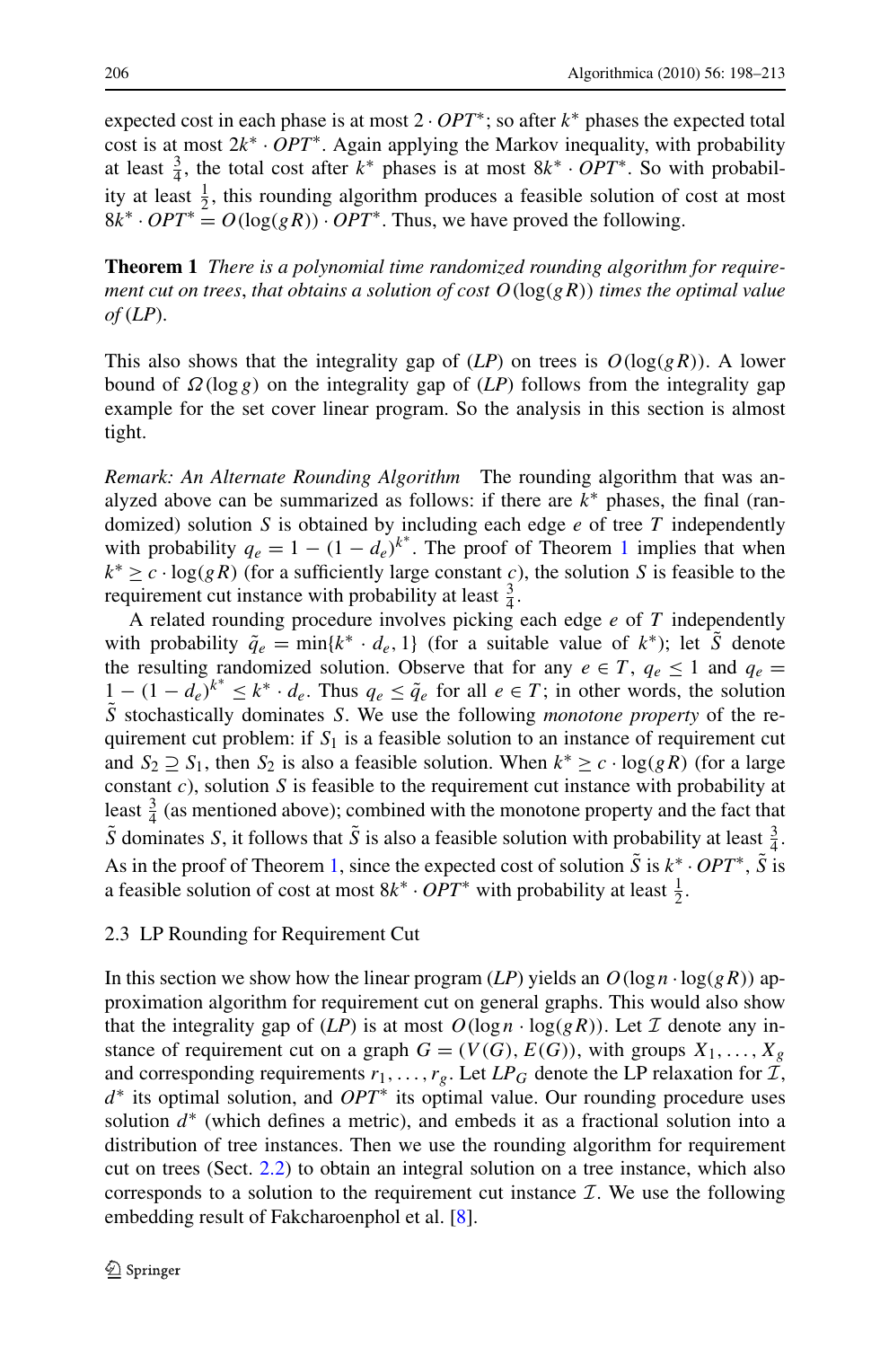expected cost in each phase is at most $2 \cdot OPT^*$; so after $k^*$ phases the expected total cost is at most $2k^* \cdot OPT^*$. Again applying the Markov inequality, with probability at least $\frac{3}{4}$, the total cost after $k^*$ phases is at most $8k^* \cdot OPT^*$. So with probability at least $\frac{1}{2}$, this rounding algorithm produces a feasible solution of cost at most $8k^* \cdot OPT^* = O(\log(gR)) \cdot OPT^*$. Thus, we have proved the following.

**Theorem 1** *There is a polynomial time randomized rounding algorithm for requirement cut on trees, that obtains a solution of cost $O(\log(gR))$ times the optimal value of (LP).*

This also shows that the integrality gap of (*LP*) on trees is $O(\log(gR))$. A lower bound of $\Omega(\log g)$ on the integrality gap of (*LP*) follows from the integrality gap example for the set cover linear program. So the analysis in this section is almost tight.

*Remark: An Alternate Rounding Algorithm* The rounding algorithm that was analyzed above can be summarized as follows: if there are $k^*$ phases, the final (randomized) solution $S$ is obtained by including each edge $e$ of tree $T$ independently with probability $q_e = 1 - (1 - d_e)^{k^*}$. The proof of Theorem 1 implies that when $k^* \geq c \cdot \log(gR)$ (for a sufficiently large constant $c$), the solution $S$ is feasible to the requirement cut instance with probability at least $\frac{3}{4}$.

A related rounding procedure involves picking each edge $e$ of $T$ independently with probability $\tilde{q}_e = \min\{k^* \cdot d_e, 1\}$ (for a suitable value of $k^*$); let $\tilde{S}$ denote the resulting randomized solution. Observe that for any $e \in T$, $q_e \leq 1$ and $q_e = 1 - (1 - d_e)^{k^*} \leq k^* \cdot d_e$. Thus $q_e \leq \tilde{q}_e$ for all $e \in T$; in other words, the solution $\tilde{S}$ stochastically dominates $S$. We use the following *monotone property* of the requirement cut problem: if $S_1$ is a feasible solution to an instance of requirement cut and $S_2 \supseteq S_1$, then $S_2$ is also a feasible solution. When $k^* \geq c \cdot \log(gR)$ (for a large constant $c$), solution $S$ is feasible to the requirement cut instance with probability at least $\frac{3}{4}$ (as mentioned above); combined with the monotone property and the fact that $\tilde{S}$ dominates $S$, it follows that $\tilde{S}$ is also a feasible solution with probability at least $\frac{3}{4}$. As in the proof of Theorem 1, since the expected cost of solution $\tilde{S}$ is $k^* \cdot OPT^*$, $\tilde{S}$ is a feasible solution of cost at most $8k^* \cdot OPT^*$ with probability at least $\frac{1}{2}$.

### 2.3 LP Rounding for Requirement Cut

In this section we show how the linear program (*LP*) yields an $O(\log n \cdot \log(gR))$ approximation algorithm for requirement cut on general graphs. This would also show that the integrality gap of (*LP*) is at most $O(\log n \cdot \log(gR))$. Let $\mathcal{I}$ denote any instance of requirement cut on a graph $G = (V(G), E(G))$, with groups $X_1, \ldots, X_g$ and corresponding requirements $r_1, \ldots, r_g$. Let $LP_G$ denote the LP relaxation for $\mathcal{I}$, $d^*$ its optimal solution, and $OPT^*$ its optimal value. Our rounding procedure uses solution $d^*$ (which defines a metric), and embeds it as a fractional solution into a distribution of tree instances. Then we use the rounding algorithm for requirement cut on trees (Sect. 2.2) to obtain an integral solution on a tree instance, which also corresponds to a solution to the requirement cut instance $\mathcal{I}$. We use the following embedding result of Fakcharoenphol et al. [8].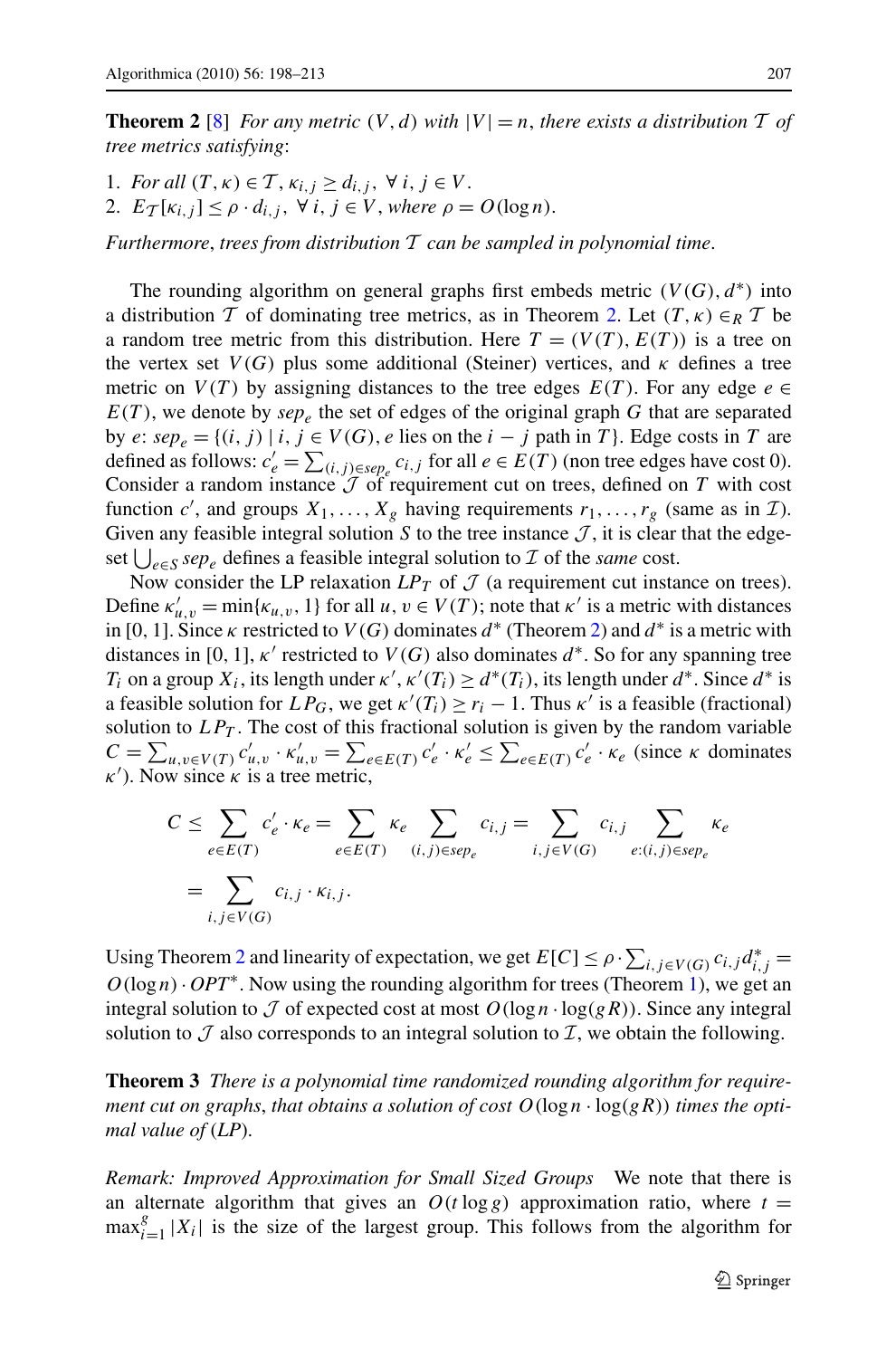**Theorem 2** [8] *For any metric* $(V, d)$ *with* $|V| = n$, *there exists a distribution* $\mathcal{T}$ *of tree metrics satisfying*:

1. *For all* $(T, \kappa) \in \mathcal{T}$, $\kappa_{i,j} \geq d_{i,j}$, $\forall\, i, j \in V$.
2. $E_{\mathcal{T}}[\kappa_{i,j}] \leq \rho \cdot d_{i,j}$, $\forall\, i, j \in V$, *where* $\rho = O(\log n)$.

*Furthermore*, *trees from distribution* $\mathcal{T}$ *can be sampled in polynomial time*.

The rounding algorithm on general graphs first embeds metric $(V(G), d^*)$ into a distribution $\mathcal{T}$ of dominating tree metrics, as in Theorem 2. Let $(T, \kappa) \in_R \mathcal{T}$ be a random tree metric from this distribution. Here $T = (V(T), E(T))$ is a tree on the vertex set $V(G)$ plus some additional (Steiner) vertices, and $\kappa$ defines a tree metric on $V(T)$ by assigning distances to the tree edges $E(T)$. For any edge $e \in E(T)$, we denote by $sep_e$ the set of edges of the original graph $G$ that are separated by $e$: $sep_e = \{(i, j) \mid i, j \in V(G), e$ lies on the $i - j$ path in $T\}$. Edge costs in $T$ are defined as follows: $c'_e = \sum_{(i,j)\in sep_e} c_{i,j}$ for all $e \in E(T)$ (non tree edges have cost 0). Consider a random instance $\mathcal{J}$ of requirement cut on trees, defined on $T$ with cost function $c'$, and groups $X_1, \ldots, X_g$ having requirements $r_1, \ldots, r_g$ (same as in $\mathcal{I}$). Given any feasible integral solution $S$ to the tree instance $\mathcal{J}$, it is clear that the edge-set $\bigcup_{e\in S} sep_e$ defines a feasible integral solution to $\mathcal{I}$ of the *same* cost.

Now consider the LP relaxation $LP_T$ of $\mathcal{J}$ (a requirement cut instance on trees). Define $\kappa'_{u,v} = \min\{\kappa_{u,v}, 1\}$ for all $u, v \in V(T)$; note that $\kappa'$ is a metric with distances in $[0, 1]$. Since $\kappa$ restricted to $V(G)$ dominates $d^*$ (Theorem 2) and $d^*$ is a metric with distances in $[0, 1]$, $\kappa'$ restricted to $V(G)$ also dominates $d^*$. So for any spanning tree $T_i$ on a group $X_i$, its length under $\kappa'$, $\kappa'(T_i) \geq d^*(T_i)$, its length under $d^*$. Since $d^*$ is a feasible solution for $LP_G$, we get $\kappa'(T_i) \geq r_i - 1$. Thus $\kappa'$ is a feasible (fractional) solution to $LP_T$. The cost of this fractional solution is given by the random variable $C = \sum_{u,v\in V(T)} c'_{u,v} \cdot \kappa'_{u,v} = \sum_{e\in E(T)} c'_e \cdot \kappa'_e \leq \sum_{e\in E(T)} c'_e \cdot \kappa_e$ (since $\kappa$ dominates $\kappa'$). Now since $\kappa$ is a tree metric,

$$
\begin{aligned}
C &\leq \sum_{e\in E(T)} c'_e \cdot \kappa_e = \sum_{e\in E(T)} \kappa_e \sum_{(i,j)\in sep_e} c_{i,j} = \sum_{i,j\in V(G)} c_{i,j} \sum_{e:(i,j)\in sep_e} \kappa_e \\
&= \sum_{i,j\in V(G)} c_{i,j} \cdot \kappa_{i,j}.
\end{aligned}
$$

Using Theorem 2 and linearity of expectation, we get $E[C] \leq \rho \cdot \sum_{i,j\in V(G)} c_{i,j} d^*_{i,j} = O(\log n) \cdot OPT^*$. Now using the rounding algorithm for trees (Theorem 1), we get an integral solution to $\mathcal{J}$ of expected cost at most $O(\log n \cdot \log(gR))$. Since any integral solution to $\mathcal{J}$ also corresponds to an integral solution to $\mathcal{I}$, we obtain the following.

**Theorem 3** *There is a polynomial time randomized rounding algorithm for requirement cut on graphs*, *that obtains a solution of cost* $O(\log n \cdot \log(gR))$ *times the optimal value of* (*LP*).

*Remark: Improved Approximation for Small Sized Groups* We note that there is an alternate algorithm that gives an $O(t \log g)$ approximation ratio, where $t = \max_{i=1}^{g} |X_i|$ is the size of the largest group. This follows from the algorithm for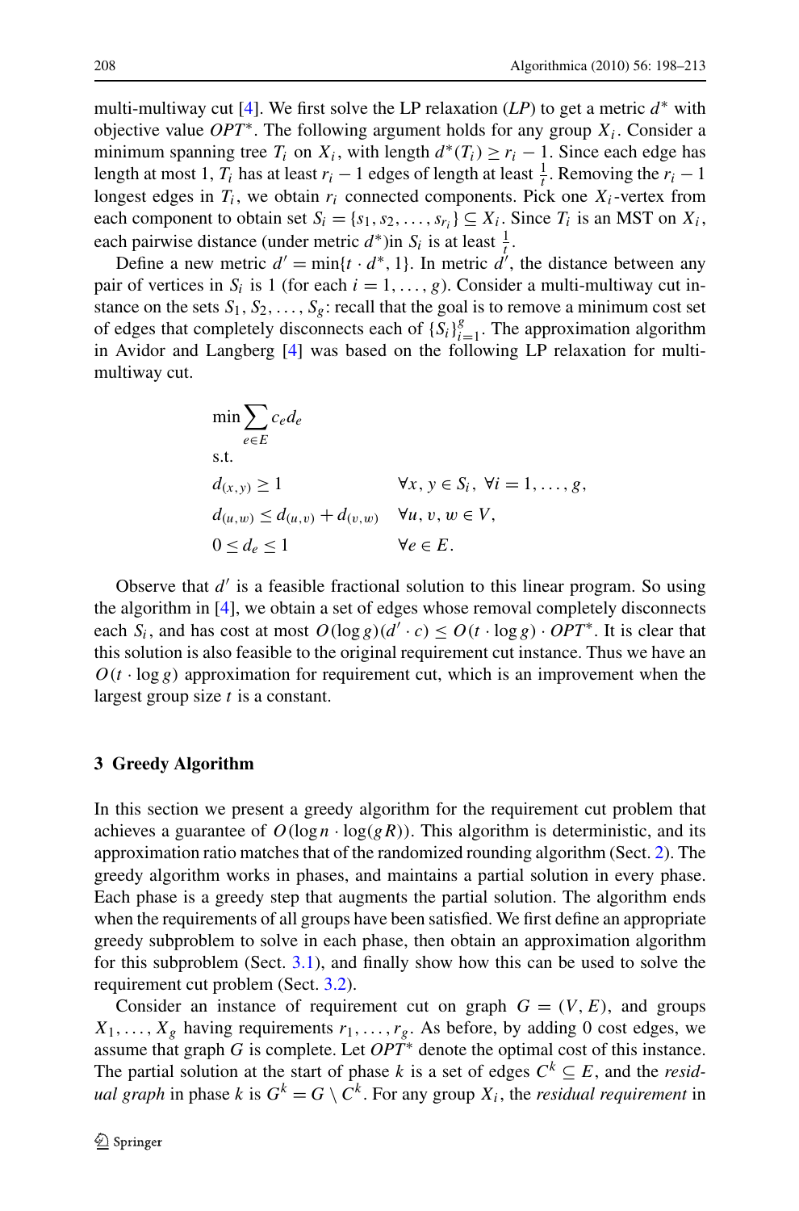multi-multiway cut [4]. We first solve the LP relaxation ($LP$) to get a metric $d^*$ with objective value $OPT^*$. The following argument holds for any group $X_i$. Consider a minimum spanning tree $T_i$ on $X_i$, with length $d^*(T_i) \geq r_i - 1$. Since each edge has length at most 1, $T_i$ has at least $r_i - 1$ edges of length at least $\frac{1}{t}$. Removing the $r_i - 1$ longest edges in $T_i$, we obtain $r_i$ connected components. Pick one $X_i$-vertex from each component to obtain set $S_i = \{s_1, s_2, \ldots, s_{r_i}\} \subseteq X_i$. Since $T_i$ is an MST on $X_i$, each pairwise distance (under metric $d^*$)in $S_i$ is at least $\frac{1}{t}$.

Define a new metric $d' = \min\{t \cdot d^*, 1\}$. In metric $d'$, the distance between any pair of vertices in $S_i$ is 1 (for each $i = 1, \ldots, g$). Consider a multi-multiway cut instance on the sets $S_1, S_2, \ldots, S_g$: recall that the goal is to remove a minimum cost set of edges that completely disconnects each of $\{S_i\}_{i=1}^g$. The approximation algorithm in Avidor and Langberg [4] was based on the following LP relaxation for multi-multiway cut.

$$
\begin{aligned}
&\min \sum_{e \in E} c_e d_e \\
&\text{s.t.} \\
&d_{(x,y)} \geq 1 \qquad \forall x, y \in S_i,\ \forall i = 1, \ldots, g, \\
&d_{(u,w)} \leq d_{(u,v)} + d_{(v,w)} \qquad \forall u, v, w \in V, \\
&0 \leq d_e \leq 1 \qquad \forall e \in E.
\end{aligned}
$$

Observe that $d'$ is a feasible fractional solution to this linear program. So using the algorithm in [4], we obtain a set of edges whose removal completely disconnects each $S_i$, and has cost at most $O(\log g)(d' \cdot c) \leq O(t \cdot \log g) \cdot OPT^*$. It is clear that this solution is also feasible to the original requirement cut instance. Thus we have an $O(t \cdot \log g)$ approximation for requirement cut, which is an improvement when the largest group size $t$ is a constant.

## 3 Greedy Algorithm

In this section we present a greedy algorithm for the requirement cut problem that achieves a guarantee of $O(\log n \cdot \log(gR))$. This algorithm is deterministic, and its approximation ratio matches that of the randomized rounding algorithm (Sect. 2). The greedy algorithm works in phases, and maintains a partial solution in every phase. Each phase is a greedy step that augments the partial solution. The algorithm ends when the requirements of all groups have been satisfied. We first define an appropriate greedy subproblem to solve in each phase, then obtain an approximation algorithm for this subproblem (Sect. 3.1), and finally show how this can be used to solve the requirement cut problem (Sect. 3.2).

Consider an instance of requirement cut on graph $G = (V, E)$, and groups $X_1, \ldots, X_g$ having requirements $r_1, \ldots, r_g$. As before, by adding 0 cost edges, we assume that graph $G$ is complete. Let $OPT^*$ denote the optimal cost of this instance. The partial solution at the start of phase $k$ is a set of edges $C^k \subseteq E$, and the *residual graph* in phase $k$ is $G^k = G \setminus C^k$. For any group $X_i$, the *residual requirement* in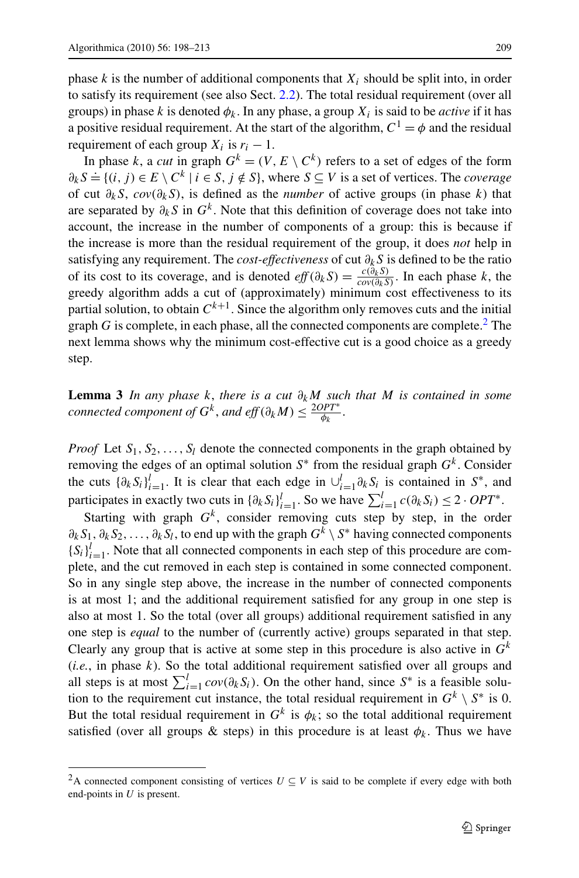phase $k$ is the number of additional components that $X_i$ should be split into, in order to satisfy its requirement (see also Sect. 2.2). The total residual requirement (over all groups) in phase $k$ is denoted $\phi_k$. In any phase, a group $X_i$ is said to be *active* if it has a positive residual requirement. At the start of the algorithm, $C^1 = \phi$ and the residual requirement of each group $X_i$ is $r_i - 1$.

In phase $k$, a *cut* in graph $G^k = (V, E \setminus C^k)$ refers to a set of edges of the form $\partial_k S \doteq \{(i, j) \in E \setminus C^k \mid i \in S, j \notin S\}$, where $S \subseteq V$ is a set of vertices. The *coverage* of cut $\partial_k S$, $cov(\partial_k S)$, is defined as the *number* of active groups (in phase $k$) that are separated by $\partial_k S$ in $G^k$. Note that this definition of coverage does not take into account, the increase in the number of components of a group: this is because if the increase is more than the residual requirement of the group, it does *not* help in satisfying any requirement. The *cost-effectiveness* of cut $\partial_k S$ is defined to be the ratio of its cost to its coverage, and is denoted $\mathit{eff}(\partial_k S) = \frac{c(\partial_k S)}{cov(\partial_k S)}$. In each phase $k$, the greedy algorithm adds a cut of (approximately) minimum cost effectiveness to its partial solution, to obtain $C^{k+1}$. Since the algorithm only removes cuts and the initial graph $G$ is complete, in each phase, all the connected components are complete.[2] The next lemma shows why the minimum cost-effective cut is a good choice as a greedy step.

**Lemma 3** *In any phase $k$, there is a cut $\partial_k M$ such that $M$ is contained in some connected component of $G^k$, and $\mathit{eff}(\partial_k M) \leq \frac{2OPT^*}{\phi_k}$.*

*Proof* Let $S_1, S_2, \ldots, S_l$ denote the connected components in the graph obtained by removing the edges of an optimal solution $S^*$ from the residual graph $G^k$. Consider the cuts $\{\partial_k S_i\}_{i=1}^l$. It is clear that each edge in $\cup_{i=1}^l \partial_k S_i$ is contained in $S^*$, and participates in exactly two cuts in $\{\partial_k S_i\}_{i=1}^l$. So we have $\sum_{i=1}^l c(\partial_k S_i) \leq 2 \cdot OPT^*$.

Starting with graph $G^k$, consider removing cuts step by step, in the order $\partial_k S_1, \partial_k S_2, \ldots, \partial_k S_l$, to end up with the graph $G^k \setminus S^*$ having connected components $\{S_i\}_{i=1}^l$. Note that all connected components in each step of this procedure are complete, and the cut removed in each step is contained in some connected component. So in any single step above, the increase in the number of connected components is at most 1; and the additional requirement satisfied for any group in one step is also at most 1. So the total (over all groups) additional requirement satisfied in any one step is *equal* to the number of (currently active) groups separated in that step. Clearly any group that is active at some step in this procedure is also active in $G^k$ (*i.e.*, in phase $k$). So the total additional requirement satisfied over all groups and all steps is at most $\sum_{i=1}^l cov(\partial_k S_i)$. On the other hand, since $S^*$ is a feasible solution to the requirement cut instance, the total residual requirement in $G^k \setminus S^*$ is 0. But the total residual requirement in $G^k$ is $\phi_k$; so the total additional requirement satisfied (over all groups & steps) in this procedure is at least $\phi_k$. Thus we have

---

[2] A connected component consisting of vertices $U \subseteq V$ is said to be complete if every edge with both end-points in $U$ is present.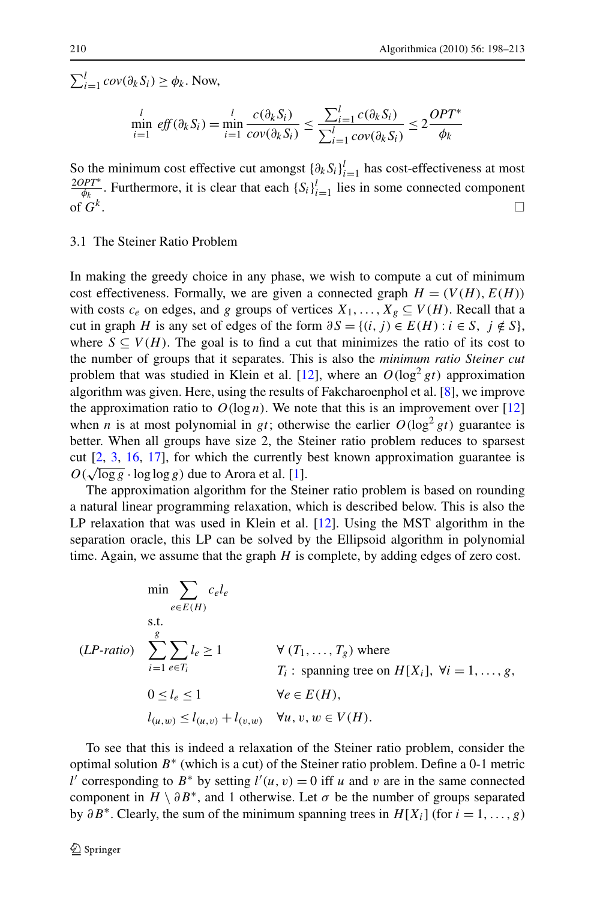$\sum_{i=1}^{l} cov(\partial_k S_i) \geq \phi_k$. Now,

$$\min_{i=1}^{l} \mathit{eff}(\partial_k S_i) = \min_{i=1}^{l} \frac{c(\partial_k S_i)}{cov(\partial_k S_i)} \leq \frac{\sum_{i=1}^{l} c(\partial_k S_i)}{\sum_{i=1}^{l} cov(\partial_k S_i)} \leq 2\frac{OPT^*}{\phi_k}$$

So the minimum cost effective cut amongst $\{\partial_k S_i\}_{i=1}^{l}$ has cost-effectiveness at most $\frac{2OPT^*}{\phi_k}$. Furthermore, it is clear that each $\{S_i\}_{i=1}^{l}$ lies in some connected component of $G^k$. □

### 3.1 The Steiner Ratio Problem

In making the greedy choice in any phase, we wish to compute a cut of minimum cost effectiveness. Formally, we are given a connected graph $H = (V(H), E(H))$ with costs $c_e$ on edges, and $g$ groups of vertices $X_1, \ldots, X_g \subseteq V(H)$. Recall that a cut in graph $H$ is any set of edges of the form $\partial S = \{(i, j) \in E(H) : i \in S,\ j \notin S\}$, where $S \subseteq V(H)$. The goal is to find a cut that minimizes the ratio of its cost to the number of groups that it separates. This is also the *minimum ratio Steiner cut* problem that was studied in Klein et al. [12], where an $O(\log^2 gt)$ approximation algorithm was given. Here, using the results of Fakcharoenphol et al. [8], we improve the approximation ratio to $O(\log n)$. We note that this is an improvement over [12] when $n$ is at most polynomial in $gt$; otherwise the earlier $O(\log^2 gt)$ guarantee is better. When all groups have size 2, the Steiner ratio problem reduces to sparsest cut [2, 3, 16, 17], for which the currently best known approximation guarantee is $O(\sqrt{\log g} \cdot \log\log g)$ due to Arora et al. [1].

The approximation algorithm for the Steiner ratio problem is based on rounding a natural linear programming relaxation, which is described below. This is also the LP relaxation that was used in Klein et al. [12]. Using the MST algorithm in the separation oracle, this LP can be solved by the Ellipsoid algorithm in polynomial time. Again, we assume that the graph $H$ is complete, by adding edges of zero cost.

$$(\textit{LP-ratio}) \quad \begin{array}{lll} \min & \displaystyle\sum_{e \in E(H)} c_e l_e & \\ \text{s.t.} & & \\ & \displaystyle\sum_{i=1}^{g} \sum_{e \in T_i} l_e \geq 1 & \forall\ (T_1, \ldots, T_g) \text{ where} \\ & & T_i: \text{ spanning tree on } H[X_i],\ \forall i = 1, \ldots, g, \\ & 0 \leq l_e \leq 1 & \forall e \in E(H), \\ & l_{(u,w)} \leq l_{(u,v)} + l_{(v,w)} & \forall u, v, w \in V(H). \end{array}$$

To see that this is indeed a relaxation of the Steiner ratio problem, consider the optimal solution $B^*$ (which is a cut) of the Steiner ratio problem. Define a 0-1 metric $l'$ corresponding to $B^*$ by setting $l'(u, v) = 0$ iff $u$ and $v$ are in the same connected component in $H \setminus \partial B^*$, and 1 otherwise. Let $\sigma$ be the number of groups separated by $\partial B^*$. Clearly, the sum of the minimum spanning trees in $H[X_i]$ (for $i = 1, \ldots, g$)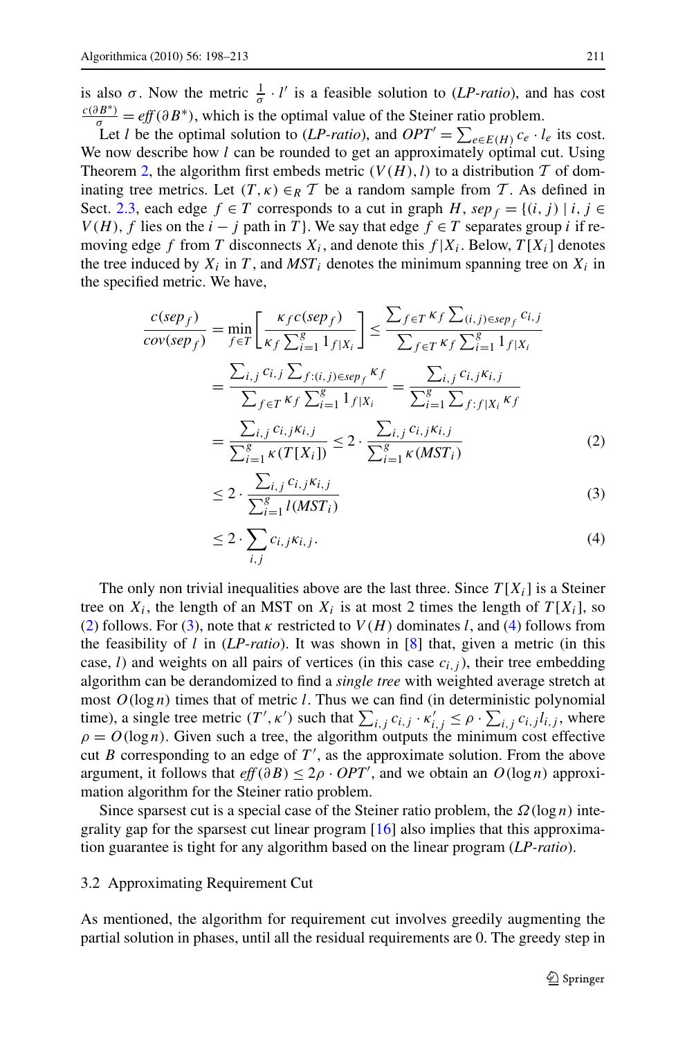is also $\sigma$. Now the metric $\frac{1}{\sigma} \cdot l'$ is a feasible solution to (*LP-ratio*), and has cost $\frac{c(\partial B^*)}{\sigma} = \mathit{eff}(\partial B^*)$, which is the optimal value of the Steiner ratio problem.

Let $l$ be the optimal solution to (*LP-ratio*), and $OPT' = \sum_{e \in E(H)} c_e \cdot l_e$ its cost. We now describe how $l$ can be rounded to get an approximately optimal cut. Using Theorem 2, the algorithm first embeds metric $(V(H), l)$ to a distribution $\mathcal{T}$ of dominating tree metrics. Let $(T, \kappa) \in_R \mathcal{T}$ be a random sample from $\mathcal{T}$. As defined in Sect. 2.3, each edge $f \in T$ corresponds to a cut in graph $H$, $sep_f = \{(i, j) \mid i, j \in V(H), f$ lies on the $i - j$ path in $T\}$. We say that edge $f \in T$ separates group $i$ if removing edge $f$ from $T$ disconnects $X_i$, and denote this $f | X_i$. Below, $T[X_i]$ denotes the tree induced by $X_i$ in $T$, and $MST_i$ denotes the minimum spanning tree on $X_i$ in the specified metric. We have,

$$
\begin{aligned}
\frac{c(sep_f)}{cov(sep_f)} &= \min_{f \in T}\left[\frac{\kappa_f c(sep_f)}{\kappa_f \sum_{i=1}^{g} 1_{f|X_i}}\right] \le \frac{\sum_{f \in T} \kappa_f \sum_{(i,j) \in sep_f} c_{i,j}}{\sum_{f \in T} \kappa_f \sum_{i=1}^{g} 1_{f|X_i}} \\
&= \frac{\sum_{i,j} c_{i,j} \sum_{f:(i,j) \in sep_f} \kappa_f}{\sum_{f \in T} \kappa_f \sum_{i=1}^{g} 1_{f|X_i}} = \frac{\sum_{i,j} c_{i,j} \kappa_{i,j}}{\sum_{i=1}^{g} \sum_{f: f|X_i} \kappa_f} \\
&= \frac{\sum_{i,j} c_{i,j} \kappa_{i,j}}{\sum_{i=1}^{g} \kappa(T[X_i])} \le 2 \cdot \frac{\sum_{i,j} c_{i,j} \kappa_{i,j}}{\sum_{i=1}^{g} \kappa(MST_i)} \qquad (2) \\
&\le 2 \cdot \frac{\sum_{i,j} c_{i,j} \kappa_{i,j}}{\sum_{i=1}^{g} l(MST_i)} \qquad (3) \\
&\le 2 \cdot \sum_{i,j} c_{i,j} \kappa_{i,j}. \qquad (4)
\end{aligned}
$$

The only non trivial inequalities above are the last three. Since $T[X_i]$ is a Steiner tree on $X_i$, the length of an MST on $X_i$ is at most 2 times the length of $T[X_i]$, so (2) follows. For (3), note that $\kappa$ restricted to $V(H)$ dominates $l$, and (4) follows from the feasibility of $l$ in (*LP-ratio*). It was shown in [8] that, given a metric (in this case, $l$) and weights on all pairs of vertices (in this case $c_{i,j}$), their tree embedding algorithm can be derandomized to find a *single tree* with weighted average stretch at most $O(\log n)$ times that of metric $l$. Thus we can find (in deterministic polynomial time), a single tree metric $(T', \kappa')$ such that $\sum_{i,j} c_{i,j} \cdot \kappa'_{i,j} \le \rho \cdot \sum_{i,j} c_{i,j} l_{i,j}$, where $\rho = O(\log n)$. Given such a tree, the algorithm outputs the minimum cost effective cut $B$ corresponding to an edge of $T'$, as the approximate solution. From the above argument, it follows that $\mathit{eff}(\partial B) \le 2\rho \cdot OPT'$, and we obtain an $O(\log n)$ approximation algorithm for the Steiner ratio problem.

Since sparsest cut is a special case of the Steiner ratio problem, the $\Omega(\log n)$ integrality gap for the sparsest cut linear program [16] also implies that this approximation guarantee is tight for any algorithm based on the linear program (*LP-ratio*).

### 3.2 Approximating Requirement Cut

As mentioned, the algorithm for requirement cut involves greedily augmenting the partial solution in phases, until all the residual requirements are 0. The greedy step in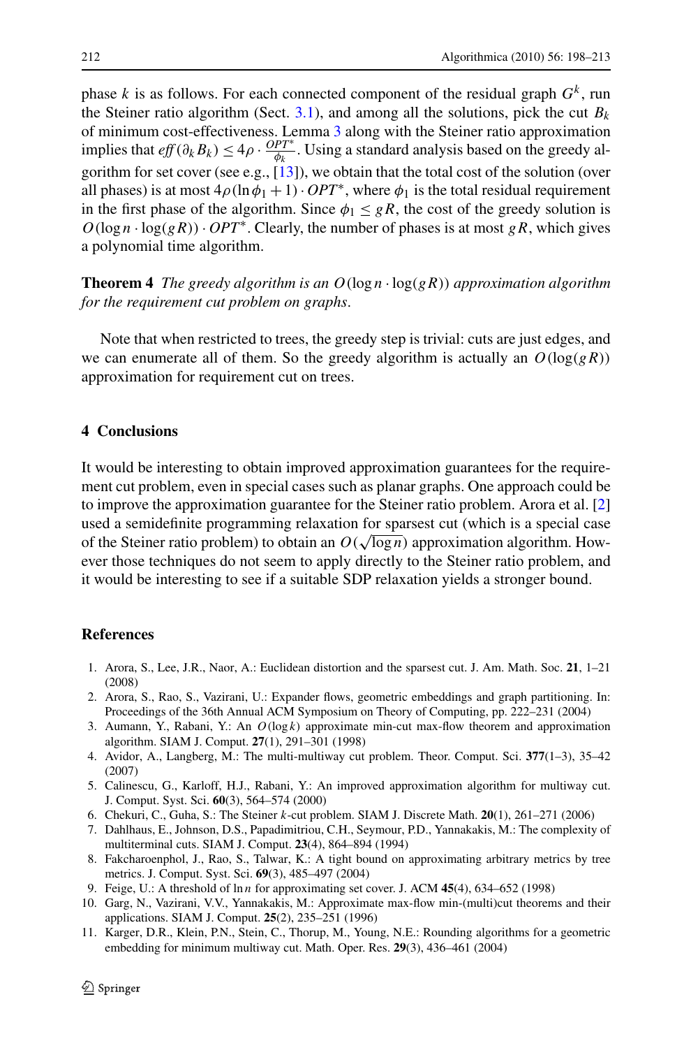phase $k$ is as follows. For each connected component of the residual graph $G^k$, run the Steiner ratio algorithm (Sect. 3.1), and among all the solutions, pick the cut $B_k$ of minimum cost-effectiveness. Lemma 3 along with the Steiner ratio approximation implies that $\mathit{eff}(\partial_k B_k) \leq 4\rho \cdot \frac{OPT^*}{\phi_k}$. Using a standard analysis based on the greedy algorithm for set cover (see e.g., [13]), we obtain that the total cost of the solution (over all phases) is at most $4\rho(\ln \phi_1 + 1) \cdot OPT^*$, where $\phi_1$ is the total residual requirement in the first phase of the algorithm. Since $\phi_1 \leq gR$, the cost of the greedy solution is $O(\log n \cdot \log(gR)) \cdot OPT^*$. Clearly, the number of phases is at most $gR$, which gives a polynomial time algorithm.

**Theorem 4** *The greedy algorithm is an* $O(\log n \cdot \log(gR))$ *approximation algorithm for the requirement cut problem on graphs.*

Note that when restricted to trees, the greedy step is trivial: cuts are just edges, and we can enumerate all of them. So the greedy algorithm is actually an $O(\log(gR))$ approximation for requirement cut on trees.

## 4 Conclusions

It would be interesting to obtain improved approximation guarantees for the requirement cut problem, even in special cases such as planar graphs. One approach could be to improve the approximation guarantee for the Steiner ratio problem. Arora et al. [2] used a semidefinite programming relaxation for sparsest cut (which is a special case of the Steiner ratio problem) to obtain an $O(\sqrt{\log n})$ approximation algorithm. However those techniques do not seem to apply directly to the Steiner ratio problem, and it would be interesting to see if a suitable SDP relaxation yields a stronger bound.

## References

1. Arora, S., Lee, J.R., Naor, A.: Euclidean distortion and the sparsest cut. J. Am. Math. Soc. **21**, 1–21 (2008)
2. Arora, S., Rao, S., Vazirani, U.: Expander flows, geometric embeddings and graph partitioning. In: Proceedings of the 36th Annual ACM Symposium on Theory of Computing, pp. 222–231 (2004)
3. Aumann, Y., Rabani, Y.: An $O(\log k)$ approximate min-cut max-flow theorem and approximation algorithm. SIAM J. Comput. **27**(1), 291–301 (1998)
4. Avidor, A., Langberg, M.: The multi-multiway cut problem. Theor. Comput. Sci. **377**(1–3), 35–42 (2007)
5. Calinescu, G., Karloff, H.J., Rabani, Y.: An improved approximation algorithm for multiway cut. J. Comput. Syst. Sci. **60**(3), 564–574 (2000)
6. Chekuri, C., Guha, S.: The Steiner $k$-cut problem. SIAM J. Discrete Math. **20**(1), 261–271 (2006)
7. Dahlhaus, E., Johnson, D.S., Papadimitriou, C.H., Seymour, P.D., Yannakakis, M.: The complexity of multiterminal cuts. SIAM J. Comput. **23**(4), 864–894 (1994)
8. Fakcharoenphol, J., Rao, S., Talwar, K.: A tight bound on approximating arbitrary metrics by tree metrics. J. Comput. Syst. Sci. **69**(3), 485–497 (2004)
9. Feige, U.: A threshold of $\ln n$ for approximating set cover. J. ACM **45**(4), 634–652 (1998)
10. Garg, N., Vazirani, V.V., Yannakakis, M.: Approximate max-flow min-(multi)cut theorems and their applications. SIAM J. Comput. **25**(2), 235–251 (1996)
11. Karger, D.R., Klein, P.N., Stein, C., Thorup, M., Young, N.E.: Rounding algorithms for a geometric embedding for minimum multiway cut. Math. Oper. Res. **29**(3), 436–461 (2004)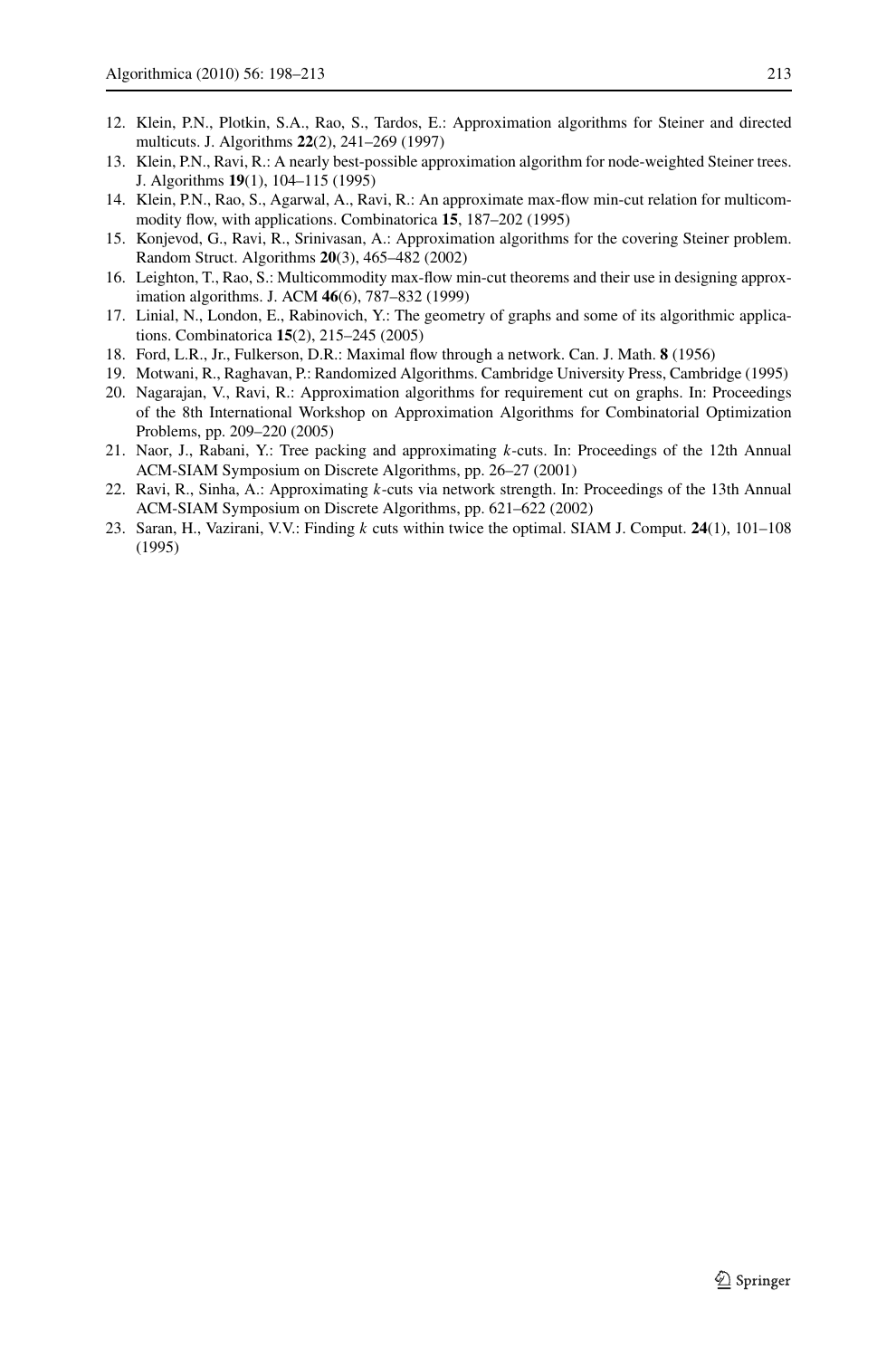12. Klein, P.N., Plotkin, S.A., Rao, S., Tardos, E.: Approximation algorithms for Steiner and directed multicuts. J. Algorithms **22**(2), 241–269 (1997)
13. Klein, P.N., Ravi, R.: A nearly best-possible approximation algorithm for node-weighted Steiner trees. J. Algorithms **19**(1), 104–115 (1995)
14. Klein, P.N., Rao, S., Agarwal, A., Ravi, R.: An approximate max-flow min-cut relation for multicommodity flow, with applications. Combinatorica **15**, 187–202 (1995)
15. Konjevod, G., Ravi, R., Srinivasan, A.: Approximation algorithms for the covering Steiner problem. Random Struct. Algorithms **20**(3), 465–482 (2002)
16. Leighton, T., Rao, S.: Multicommodity max-flow min-cut theorems and their use in designing approximation algorithms. J. ACM **46**(6), 787–832 (1999)
17. Linial, N., London, E., Rabinovich, Y.: The geometry of graphs and some of its algorithmic applications. Combinatorica **15**(2), 215–245 (2005)
18. Ford, L.R., Jr., Fulkerson, D.R.: Maximal flow through a network. Can. J. Math. **8** (1956)
19. Motwani, R., Raghavan, P.: Randomized Algorithms. Cambridge University Press, Cambridge (1995)
20. Nagarajan, V., Ravi, R.: Approximation algorithms for requirement cut on graphs. In: Proceedings of the 8th International Workshop on Approximation Algorithms for Combinatorial Optimization Problems, pp. 209–220 (2005)
21. Naor, J., Rabani, Y.: Tree packing and approximating $k$-cuts. In: Proceedings of the 12th Annual ACM-SIAM Symposium on Discrete Algorithms, pp. 26–27 (2001)
22. Ravi, R., Sinha, A.: Approximating $k$-cuts via network strength. In: Proceedings of the 13th Annual ACM-SIAM Symposium on Discrete Algorithms, pp. 621–622 (2002)
23. Saran, H., Vazirani, V.V.: Finding $k$ cuts within twice the optimal. SIAM J. Comput. **24**(1), 101–108 (1995)